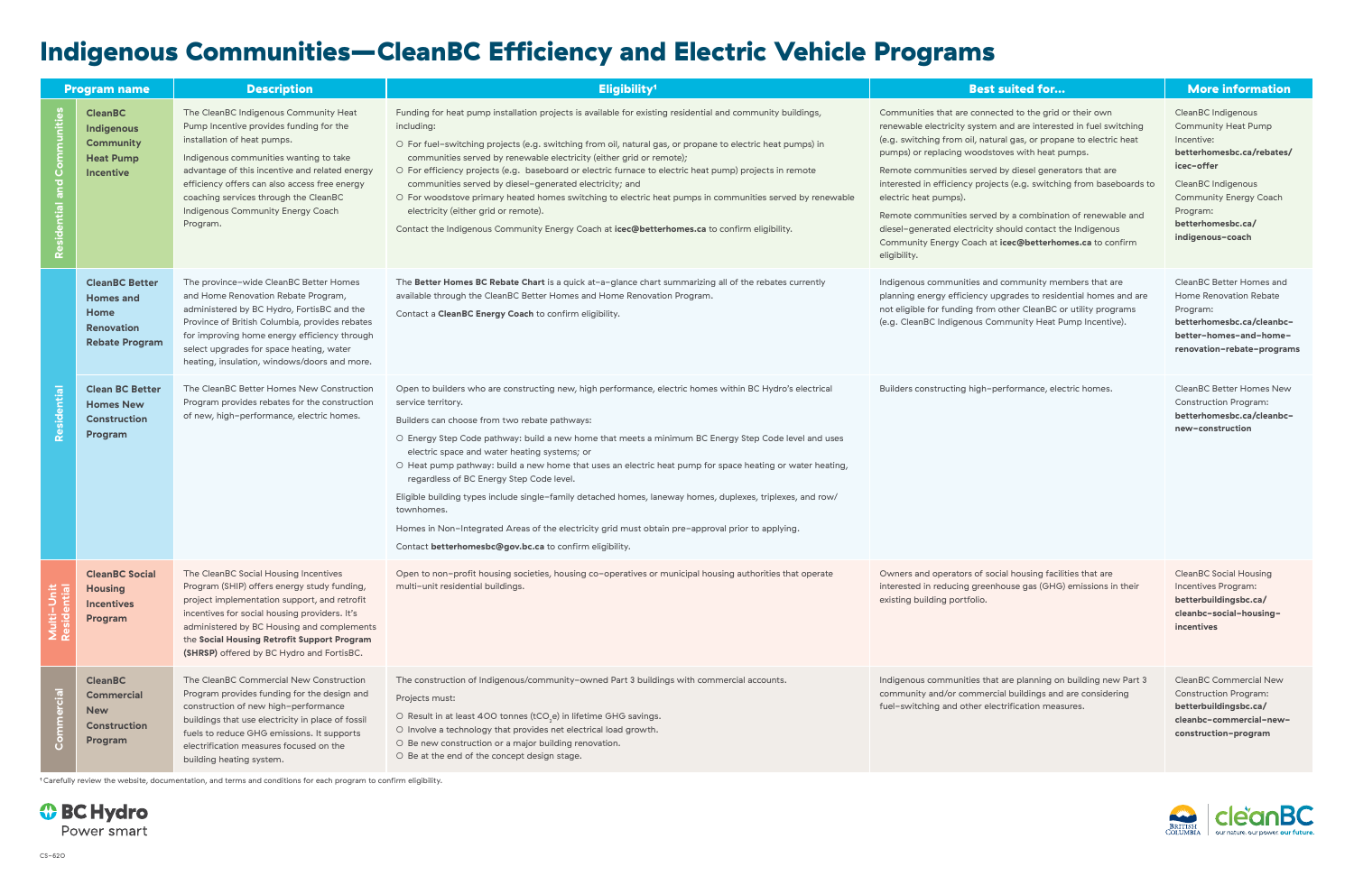# Indigenous Communities—CleanBC Efficiency and Electric Vehicle Programs

| | Program name | Description | Eligibility[1] | Best suited for... | More information |
|---|---|---|---|---|---|
| Residential and Communities | **CleanBC Indigenous Community Heat Pump Incentive** | The CleanBC Indigenous Community Heat Pump Incentive provides funding for the installation of heat pumps.<br><br>Indigenous communities wanting to take advantage of this incentive and related energy efficiency offers can also access free energy coaching services through the CleanBC Indigenous Community Energy Coach Program. | Funding for heat pump installation projects is available for existing residential and community buildings, including:<br>○ For fuel-switching projects (e.g. switching from oil, natural gas, or propane to electric heat pumps) in communities served by renewable electricity (either grid or remote);<br>○ For efficiency projects (e.g. baseboard or electric furnace to electric heat pump) projects in remote communities served by diesel-generated electricity; and<br>○ For woodstove primary heated homes switching to electric heat pumps in communities served by renewable electricity (either grid or remote).<br><br>Contact the Indigenous Community Energy Coach at **icec@betterhomes.ca** to confirm eligibility. | Communities that are connected to the grid or their own renewable electricity system and are interested in fuel switching (e.g. switching from oil, natural gas, or propane to electric heat pumps) or replacing woodstoves with heat pumps.<br><br>Remote communities served by diesel generators that are interested in efficiency projects (e.g. switching from baseboards to electric heat pumps).<br><br>Remote communities served by a combination of renewable and diesel-generated electricity should contact the Indigenous Community Energy Coach at **icec@betterhomes.ca** to confirm eligibility. | CleanBC Indigenous Community Heat Pump Incentive: **betterhomesbc.ca/rebates/icec-offer**<br><br>CleanBC Indigenous Community Energy Coach Program: **betterhomesbc.ca/indigenous-coach** |
| Residential | **CleanBC Better Homes and Home Renovation Rebate Program** | The province-wide CleanBC Better Homes and Home Renovation Rebate Program, administered by BC Hydro, FortisBC and the Province of British Columbia, provides rebates for improving home energy efficiency through select upgrades for space heating, water heating, insulation, windows/doors and more. | The **Better Homes BC Rebate Chart** is a quick at-a-glance chart summarizing all of the rebates currently available through the CleanBC Better Homes and Home Renovation Program.<br><br>Contact a **CleanBC Energy Coach** to confirm eligibility. | Indigenous communities and community members that are planning energy efficiency upgrades to residential homes and are not eligible for funding from other CleanBC or utility programs (e.g. CleanBC Indigenous Community Heat Pump Incentive). | CleanBC Better Homes and Home Renovation Rebate Program: **betterhomesbc.ca/cleanbc-better-homes-and-home-renovation-rebate-programs** |
| Residential | **Clean BC Better Homes New Construction Program** | The CleanBC Better Homes New Construction Program provides rebates for the construction of new, high-performance, electric homes. | Open to builders who are constructing new, high performance, electric homes within BC Hydro's electrical service territory.<br><br>Builders can choose from two rebate pathways:<br>○ Energy Step Code pathway: build a new home that meets a minimum BC Energy Step Code level and uses electric space and water heating systems; or<br>○ Heat pump pathway: build a new home that uses an electric heat pump for space heating or water heating, regardless of BC Energy Step Code level.<br><br>Eligible building types include single-family detached homes, laneway homes, duplexes, triplexes, and row/townhomes.<br><br>Homes in Non-Integrated Areas of the electricity grid must obtain pre-approval prior to applying.<br><br>Contact **betterhomesbc@gov.bc.ca** to confirm eligibility. | Builders constructing high-performance, electric homes. | CleanBC Better Homes New Construction Program: **betterhomesbc.ca/cleanbc-new-construction** |
| Multi-Unit Residential | **CleanBC Social Housing Incentives Program** | The CleanBC Social Housing Incentives Program (SHIP) offers energy study funding, project implementation support, and retrofit incentives for social housing providers. It's administered by BC Housing and complements the **Social Housing Retrofit Support Program (SHRSP)** offered by BC Hydro and FortisBC. | Open to non-profit housing societies, housing co-operatives or municipal housing authorities that operate multi-unit residential buildings. | Owners and operators of social housing facilities that are interested in reducing greenhouse gas (GHG) emissions in their existing building portfolio. | CleanBC Social Housing Incentives Program: **betterbuildingsbc.ca/cleanbc-social-housing-incentives** |
| Commercial | **CleanBC Commercial New Construction Program** | The CleanBC Commercial New Construction Program provides funding for the design and construction of new high-performance buildings that use electricity in place of fossil fuels to reduce GHG emissions. It supports electrification measures focused on the building heating system. | The construction of Indigenous/community-owned Part 3 buildings with commercial accounts.<br><br>Projects must:<br>○ Result in at least 400 tonnes ($tCO_2e$) in lifetime GHG savings.<br>○ Involve a technology that provides net electrical load growth.<br>○ Be new construction or a major building renovation.<br>○ Be at the end of the concept design stage. | Indigenous communities that are planning on building new Part 3 community and/or commercial buildings and are considering fuel-switching and other electrification measures. | CleanBC Commercial New Construction Program: **betterbuildingsbc.ca/cleanbc-commercial-new-construction-program** |

[1] Carefully review the website, documentation, and terms and conditions for each program to confirm eligibility.

BC Hydro Power smart

CS-620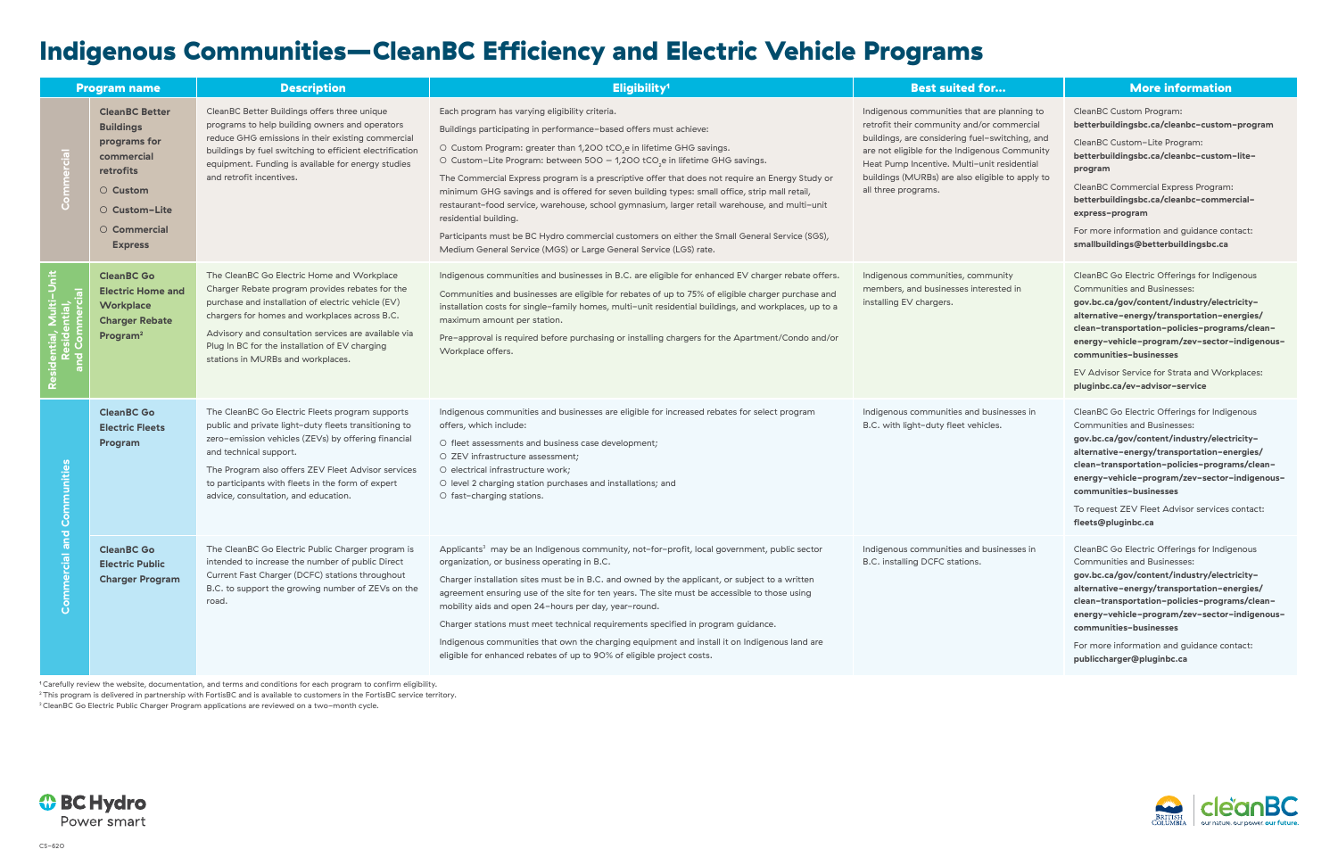# Indigenous Communities—CleanBC Efficiency and Electric Vehicle Programs

| | Program name | Description | Eligibility[1] | Best suited for... | More information |
|---|---|---|---|---|---|
| Commercial | **CleanBC Better Buildings programs for commercial retrofits** <br> ○ **Custom** <br> ○ **Custom-Lite** <br> ○ **Commercial Express** | CleanBC Better Buildings offers three unique programs to help building owners and operators reduce GHG emissions in their existing commercial buildings by fuel switching to efficient electrification equipment. Funding is available for energy studies and retrofit incentives. | Each program has varying eligibility criteria. <br> Buildings participating in performance-based offers must achieve: <br> ○ Custom Program: greater than 1,200 $tCO_2e$ in lifetime GHG savings. <br> ○ Custom-Lite Program: between 500 – 1,200 $tCO_2e$ in lifetime GHG savings. <br> The Commercial Express program is a prescriptive offer that does not require an Energy Study or minimum GHG savings and is offered for seven building types: small office, strip mall retail, restaurant-food service, warehouse, school gymnasium, larger retail warehouse, and multi-unit residential building. <br> Participants must be BC Hydro commercial customers on either the Small General Service (SGS), Medium General Service (MGS) or Large General Service (LGS) rate. | Indigenous communities that are planning to retrofit their community and/or commercial buildings, are considering fuel-switching, and are not eligible for the Indigenous Community Heat Pump Incentive. Multi-unit residential buildings (MURBs) are also eligible to apply to all three programs. | CleanBC Custom Program: **betterbuildingsbc.ca/cleanbc-custom-program** <br> CleanBC Custom-Lite Program: **betterbuildingsbc.ca/cleanbc-custom-lite-program** <br> CleanBC Commercial Express Program: **betterbuildingsbc.ca/cleanbc-commercial-express-program** <br> For more information and guidance contact: **smallbuildings@betterbuildingsbc.ca** |
| Residential, Multi-Unit Residential, and Commercial | **CleanBC Go Electric Home and Workplace Charger Rebate Program[2]** | The CleanBC Go Electric Home and Workplace Charger Rebate program provides rebates for the purchase and installation of electric vehicle (EV) chargers for homes and workplaces across B.C. <br> Advisory and consultation services are available via Plug In BC for the installation of EV charging stations in MURBs and workplaces. | Indigenous communities and businesses in B.C. are eligible for enhanced EV charger rebate offers. <br> Communities and businesses are eligible for rebates of up to 75% of eligible charger purchase and installation costs for single-family homes, multi-unit residential buildings, and workplaces, up to a maximum amount per station. <br> Pre-approval is required before purchasing or installing chargers for the Apartment/Condo and/or Workplace offers. | Indigenous communities, community members, and businesses interested in installing EV chargers. | CleanBC Go Electric Offerings for Indigenous Communities and Businesses: **gov.bc.ca/gov/content/industry/electricity-alternative-energy/transportation-energies/clean-transportation-policies-programs/clean-energy-vehicle-program/zev-sector-indigenous-communities-businesses** <br> EV Advisor Service for Strata and Workplaces: **pluginbc.ca/ev-advisor-service** |
| Commercial and Communities | **CleanBC Go Electric Fleets Program** | The CleanBC Go Electric Fleets program supports public and private light-duty fleets transitioning to zero-emission vehicles (ZEVs) by offering financial and technical support. <br> The Program also offers ZEV Fleet Advisor services to participants with fleets in the form of expert advice, consultation, and education. | Indigenous communities and businesses are eligible for increased rebates for select program offers, which include: <br> ○ fleet assessments and business case development; <br> ○ ZEV infrastructure assessment; <br> ○ electrical infrastructure work; <br> ○ level 2 charging station purchases and installations; and <br> ○ fast-charging stations. | Indigenous communities and businesses in B.C. with light-duty fleet vehicles. | CleanBC Go Electric Offerings for Indigenous Communities and Businesses: **gov.bc.ca/gov/content/industry/electricity-alternative-energy/transportation-energies/clean-transportation-policies-programs/clean-energy-vehicle-program/zev-sector-indigenous-communities-businesses** <br> To request ZEV Fleet Advisor services contact: **fleets@pluginbc.ca** |
| Commercial and Communities | **CleanBC Go Electric Public Charger Program** | The CleanBC Go Electric Public Charger program is intended to increase the number of public Direct Current Fast Charger (DCFC) stations throughout B.C. to support the growing number of ZEVs on the road. | Applicants[3] may be an Indigenous community, not-for-profit, local government, public sector organization, or business operating in B.C. <br> Charger installation sites must be in B.C. and owned by the applicant, or subject to a written agreement ensuring use of the site for ten years. The site must be accessible to those using mobility aids and open 24-hours per day, year-round. <br> Charger stations must meet technical requirements specified in program guidance. <br> Indigenous communities that own the charging equipment and install it on Indigenous land are eligible for enhanced rebates of up to 90% of eligible project costs. | Indigenous communities and businesses in B.C. installing DCFC stations. | CleanBC Go Electric Offerings for Indigenous Communities and Businesses: **gov.bc.ca/gov/content/industry/electricity-alternative-energy/transportation-energies/clean-transportation-policies-programs/clean-energy-vehicle-program/zev-sector-indigenous-communities-businesses** <br> For more information and guidance contact: **publiccharger@pluginbc.ca** |

[1] Carefully review the website, documentation, and terms and conditions for each program to confirm eligibility.
[2] This program is delivered in partnership with FortisBC and is available to customers in the FortisBC service territory.
[3] CleanBC Go Electric Public Charger Program applications are reviewed on a two-month cycle.

BC Hydro Power smart

CS-620

British Columbia | cleanBC — our nature. our power. our future.